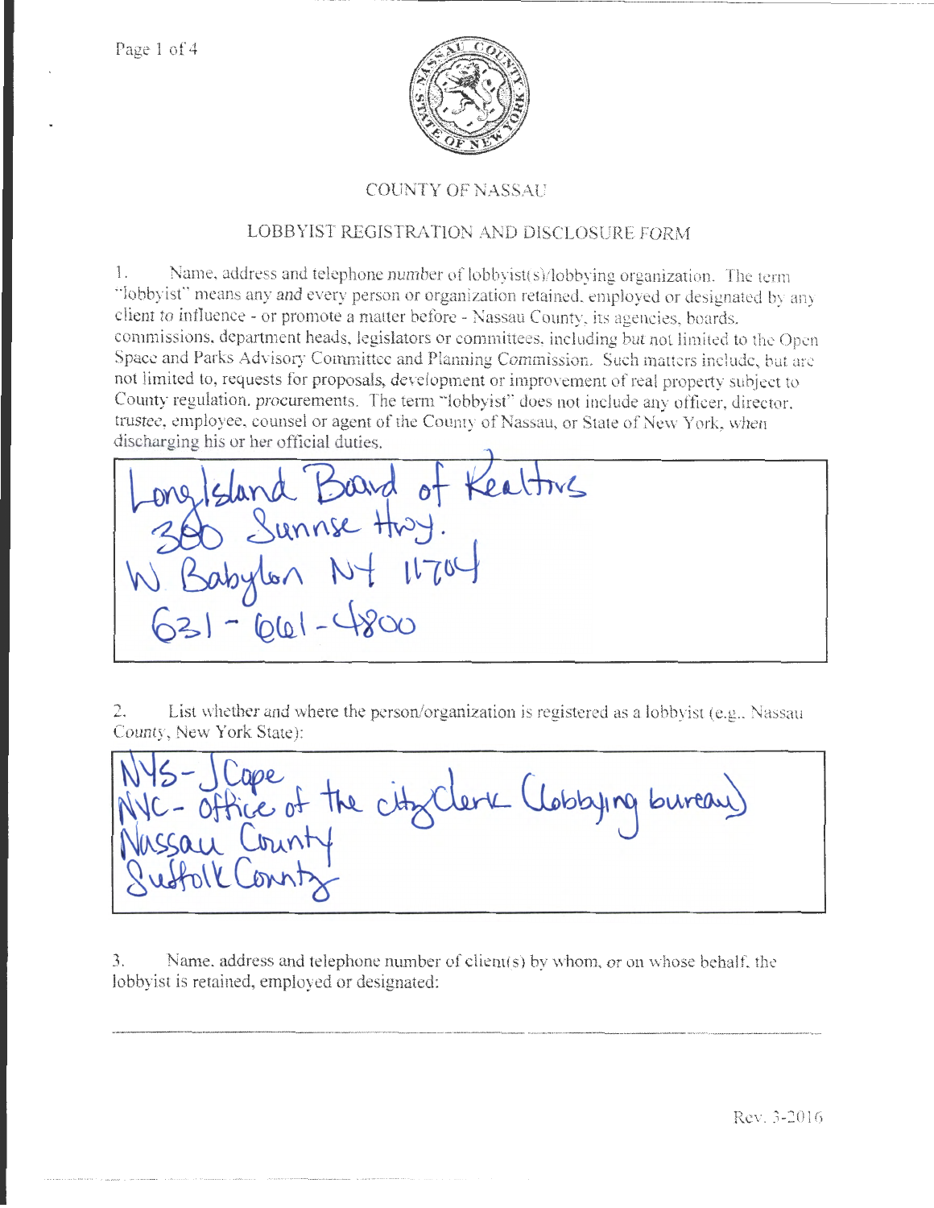COUNTY OF NASSAU

LOBBYIST REGISTRATION AND DISCLOSURE FORM

1. Name, address and telephone number of lobbyist(s)/lobbying organization. The term "lobbyist" means any and every person or organization retained, employed or designated by any client to influence - or promote a matter before - Nassau County, its agencies, boards, commissions, department heads, legislators or committees, including but not limited to the Open Space and Parks Advisory Committee and Planning Commission. Such matters include, but are not limited to, requests for proposals, development or improvement of real property subject to County regulation, procurements. The term "lobbyist" does not include any officer, director, trustee, employee, counsel or agent of the County of Nassau, or State of New York, when discharging his or her official duties.

Long Island Board of Realtors
300 Sunrise Hwy.
W. Babylon NY 11704
631-661-4800

2. List whether and where the person/organization is registered as a lobbyist (e.g., Nassau County, New York State):

NYS - JCope
NYC - Office of the City Clerk (Lobbying bureau)
Nassau County
Suffolk County

3. Name, address and telephone number of client(s) by whom, or on whose behalf, the lobbyist is retained, employed or designated:

Rev. 3-2016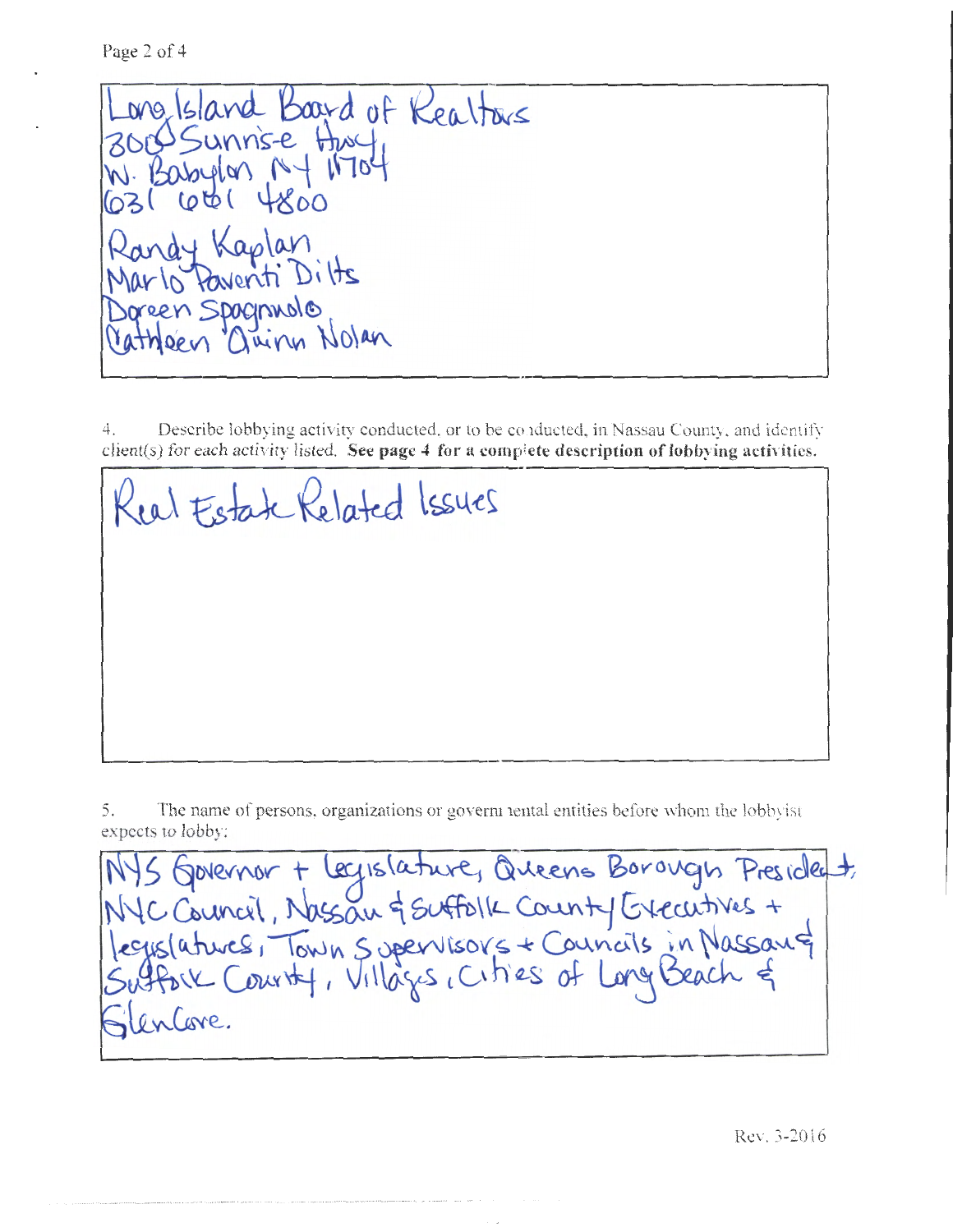Long Island Board of Realtors
300 Sunrise Hwy
W. Babylon NY 11704
631 661 4800

Randy Kaplan
Marlo Paventi Dilts
Doreen Spagnuolo
Cathleen Quinn Nolan

4. Describe lobbying activity conducted, or to be conducted, in Nassau County, and identify client(s) for each activity listed. **See page 4 for a complete description of lobbying activities.**

Real Estate Related Issues

5. The name of persons, organizations or governmental entities before whom the lobbyist expects to lobby:

NYS Governor + Legislature, Queens Borough President, NYC Council, Nassau & Suffolk County Executives + legislatures, Town Supervisors + Councils in Nassau & Suffolk County, Villages, Cities of Long Beach & Glen Cove.

Rev. 3-2016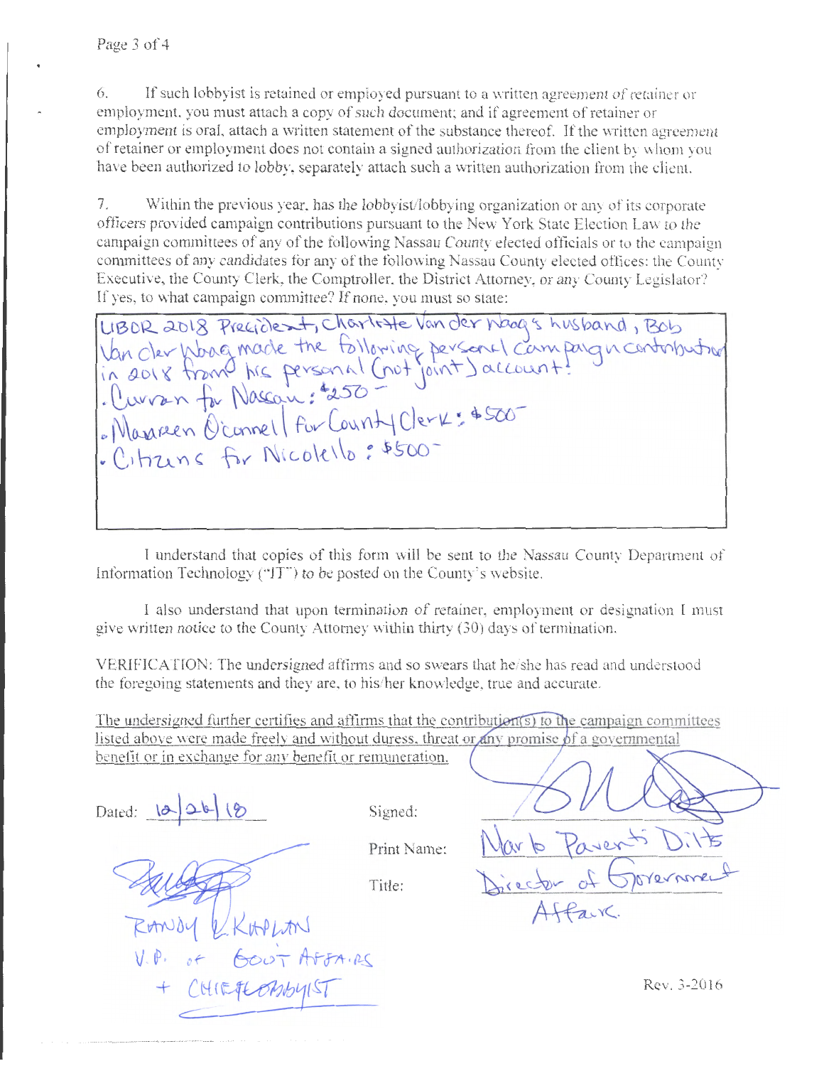6. If such lobbyist is retained or employed pursuant to a written agreement of retainer or employment, you must attach a copy of such document; and if agreement of retainer or employment is oral, attach a written statement of the substance thereof. If the written agreement of retainer or employment does not contain a signed authorization from the client by whom you have been authorized to lobby, separately attach such a written authorization from the client.

7. Within the previous year, has the lobbyist/lobbying organization or any of its corporate officers provided campaign contributions pursuant to the New York State Election Law to the campaign committees of any of the following Nassau County elected officials or to the campaign committees of any candidates for any of the following Nassau County elected offices: the County Executive, the County Clerk, the Comptroller, the District Attorney, or any County Legislator? If yes, to what campaign committee? If none, you must so state:

UBOR 2018 President, Charlotte Van der Waag's husband, Bob Van der Waag made the following personal campaign contribution in 2018 from his personal (not joint) account:
- Curran for Nassau: $250-
- Maureen O'Connell for County Clerk: $500-
- Citizens for Nicolello: $500-

I understand that copies of this form will be sent to the Nassau County Department of Information Technology ("IT") to be posted on the County's website.

I also understand that upon termination of retainer, employment or designation I must give written notice to the County Attorney within thirty (30) days of termination.

VERIFICATION: The undersigned affirms and so swears that he/she has read and understood the foregoing statements and they are, to his/her knowledge, true and accurate.

The undersigned further certifies and affirms that the contribution(s) to the campaign committees listed above were made freely and without duress, threat or any promise of a governmental benefit or in exchange for any benefit or remuneration.

Dated: 12/26/18

Signed: [signature]

Print Name: Nardo Paventi Ditts

Title: Director of Government Affairs

[signature]
RANDY L KAPLAN
V.P. of GOVT AFFAIRS
+ CHIEF LOBBYIST

Rev. 3-2016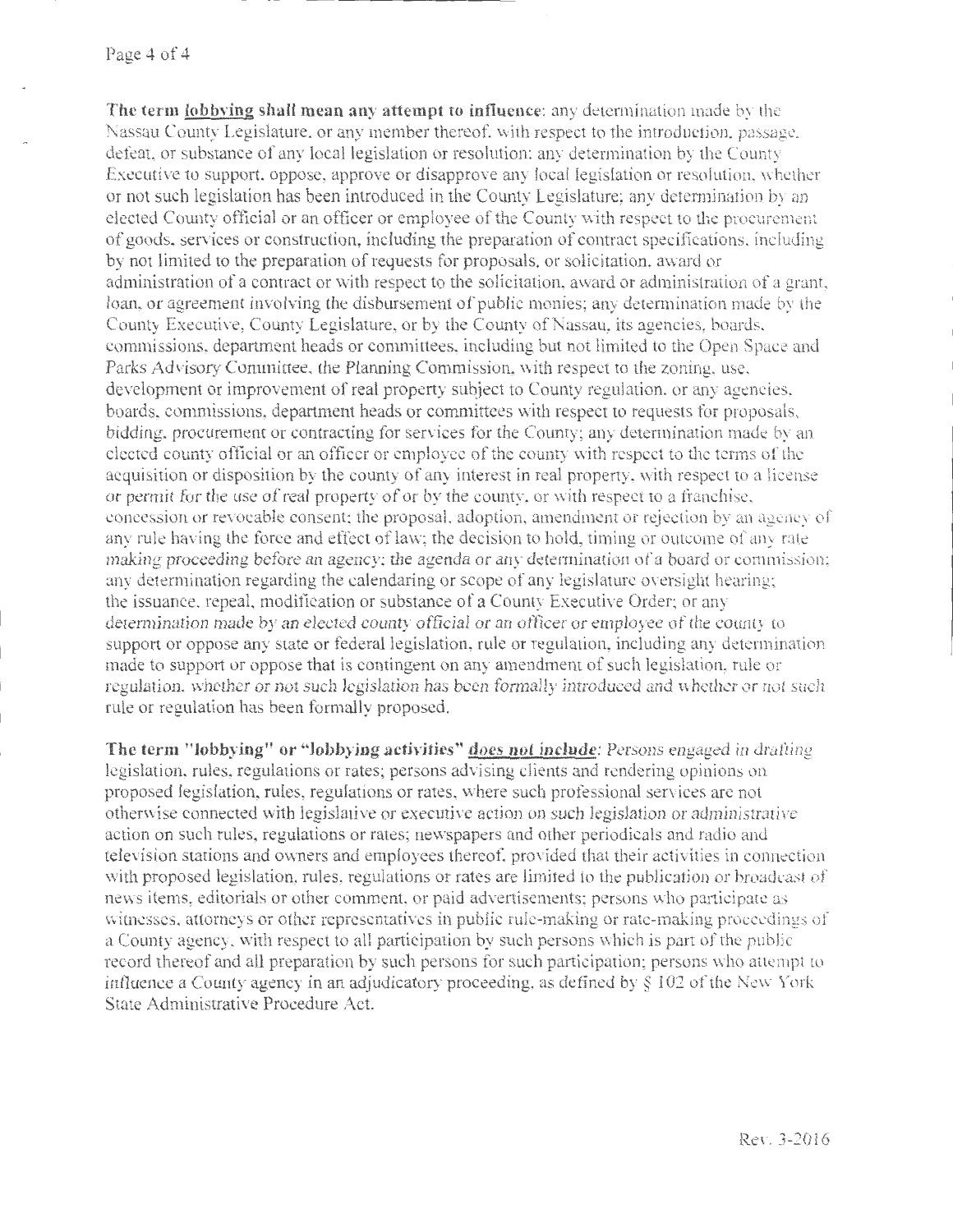**The term <u>lobbying</u> shall mean any attempt to influence**: any determination made by the Nassau County Legislature, or any member thereof, with respect to the introduction, passage, defeat, or substance of any local legislation or resolution; any determination by the County Executive to support, oppose, approve or disapprove any local legislation or resolution, whether or not such legislation has been introduced in the County Legislature; any determination by an elected County official or an officer or employee of the County with respect to the procurement of goods, services or construction, including the preparation of contract specifications, including by not limited to the preparation of requests for proposals, or solicitation, award or administration of a contract or with respect to the solicitation, award or administration of a grant, loan, or agreement involving the disbursement of public monies; any determination made by the County Executive, County Legislature, or by the County of Nassau, its agencies, boards, commissions, department heads or committees, including but not limited to the Open Space and Parks Advisory Committee, the Planning Commission, with respect to the zoning, use, development or improvement of real property subject to County regulation, or any agencies, boards, commissions, department heads or committees with respect to requests for proposals, bidding, procurement or contracting for services for the County; any determination made by an elected county official or an officer or employee of the county with respect to the terms of the acquisition or disposition by the county of any interest in real property, with respect to a license or permit for the use of real property of or by the county, or with respect to a franchise, concession or revocable consent; the proposal, adoption, amendment or rejection by an agency of any rule having the force and effect of law; the decision to hold, timing or outcome of any rate making proceeding before an agency; the agenda or any determination of a board or commission; any determination regarding the calendaring or scope of any legislature oversight hearing; the issuance, repeal, modification or substance of a County Executive Order; or any determination made by an elected county official or an officer or employee of the county to support or oppose any state or federal legislation, rule or regulation, including any determination made to support or oppose that is contingent on any amendment of such legislation, rule or regulation, whether or not such legislation has been formally introduced and whether or not such rule or regulation has been formally proposed.

**The term "lobbying" or "lobbying activities" <u>does not include</u>**: *Persons engaged in drafting* legislation, rules, regulations or rates; persons advising clients and rendering opinions on proposed legislation, rules, regulations or rates, where such professional services are not otherwise connected with legislative or executive action on such legislation or administrative action on such rules, regulations or rates; newspapers and other periodicals and radio and television stations and owners and employees thereof, provided that their activities in connection with proposed legislation, rules, regulations or rates are limited to the publication or broadcast of news items, editorials or other comment, or paid advertisements; persons who participate as witnesses, attorneys or other representatives in public rule-making or rate-making proceedings of a County agency, with respect to all participation by such persons which is part of the public record thereof and all preparation by such persons for such participation; persons who attempt to influence a County agency in an adjudicatory proceeding, as defined by § 102 of the New York State Administrative Procedure Act.

Rev. 3-2016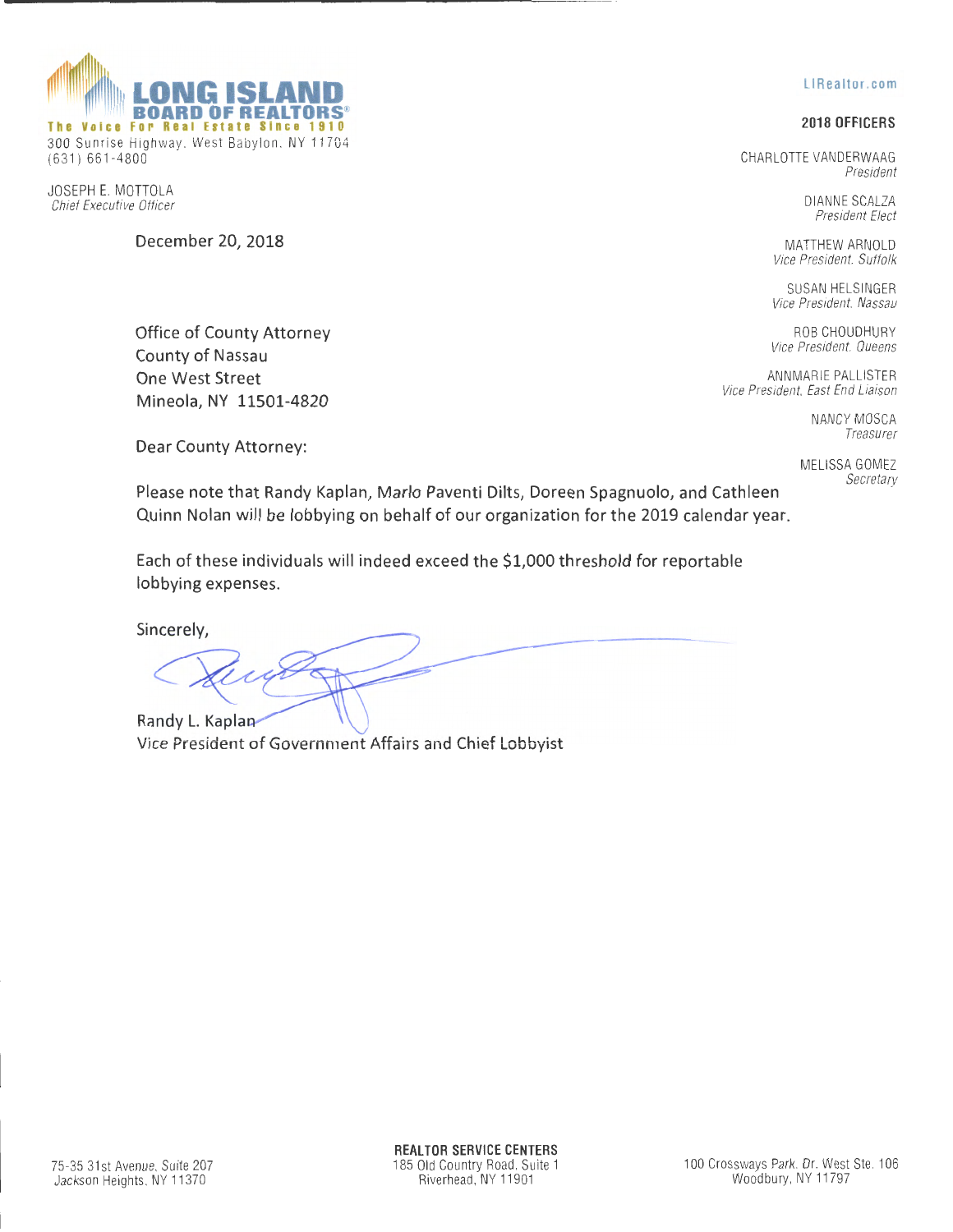# LONG ISLAND BOARD OF REALTORS®

The Voice For Real Estate Since 1910

300 Sunrise Highway, West Babylon, NY 11704
(631) 661-4800

JOSEPH E. MOTTOLA
*Chief Executive Officer*

LIRealtor.com

**2018 OFFICERS**

CHARLOTTE VANDERWAAG
*President*

DIANNE SCALZA
*President Elect*

MATTHEW ARNOLD
*Vice President, Suffolk*

SUSAN HELSINGER
*Vice President, Nassau*

ROB CHOUDHURY
*Vice President, Queens*

ANNMARIE PALLISTER
*Vice President, East End Liaison*

NANCY MOSCA
*Treasurer*

MELISSA GOMEZ
*Secretary*

December 20, 2018

Office of County Attorney
County of Nassau
One West Street
Mineola, NY 11501-4820

Dear County Attorney:

Please note that Randy Kaplan, Marlo Paventi Dilts, Doreen Spagnuolo, and Cathleen Quinn Nolan will be lobbying on behalf of our organization for the 2019 calendar year.

Each of these individuals will indeed exceed the $1,000 threshold for reportable lobbying expenses.

Sincerely,

Randy L. Kaplan
Vice President of Government Affairs and Chief Lobbyist

**REALTOR SERVICE CENTERS**

75-35 31st Avenue, Suite 207
Jackson Heights, NY 11370

185 Old Country Road, Suite 1
Riverhead, NY 11901

100 Crossways Park, Dr. West Ste. 106
Woodbury, NY 11797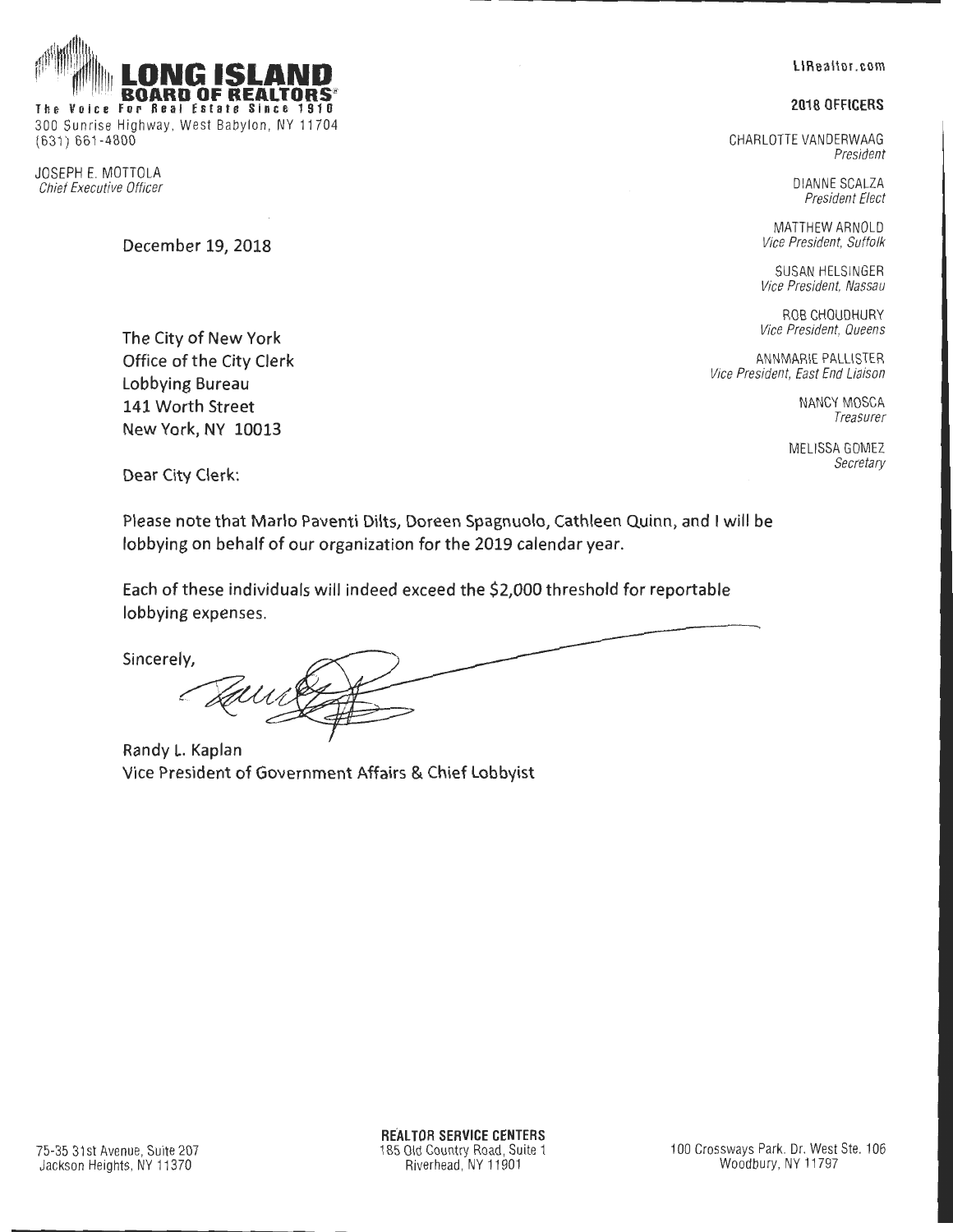# LONG ISLAND BOARD OF REALTORS®

**The Voice For Real Estate Since 1910**

300 Sunrise Highway, West Babylon, NY 11704
(631) 661-4800

JOSEPH E. MOTTOLA
*Chief Executive Officer*

LIRealtor.com

**2018 OFFICERS**

CHARLOTTE VANDERWAAG
*President*

DIANNE SCALZA
*President Elect*

MATTHEW ARNOLD
*Vice President, Suffolk*

SUSAN HELSINGER
*Vice President, Nassau*

ROB CHOUDHURY
*Vice President, Queens*

ANNMARIE PALLISTER
*Vice President, East End Liaison*

NANCY MOSCA
*Treasurer*

MELISSA GOMEZ
*Secretary*

December 19, 2018

The City of New York
Office of the City Clerk
Lobbying Bureau
141 Worth Street
New York, NY 10013

Dear City Clerk:

Please note that Marlo Paventi Dilts, Doreen Spagnuolo, Cathleen Quinn, and I will be lobbying on behalf of our organization for the 2019 calendar year.

Each of these individuals will indeed exceed the $2,000 threshold for reportable lobbying expenses.

Sincerely,

Randy L. Kaplan
Vice President of Government Affairs & Chief Lobbyist

75-35 31st Avenue, Suite 207
Jackson Heights, NY 11370

**REALTOR SERVICE CENTERS**
185 Old Country Road, Suite 1
Riverhead, NY 11901

100 Crossways Park. Dr. West Ste. 106
Woodbury, NY 11797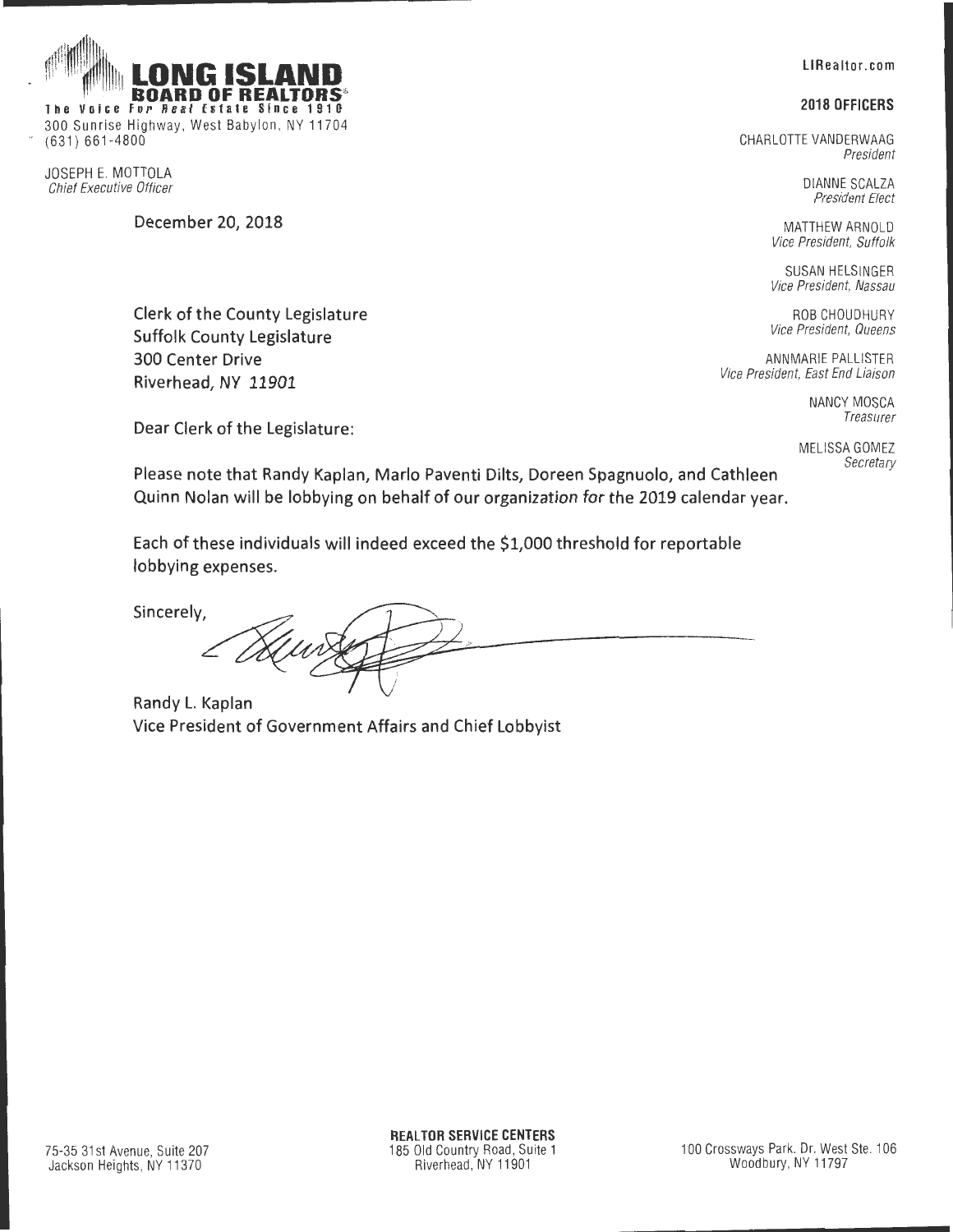**LONG ISLAND BOARD OF REALTORS®**

The Voice For Real Estate Since 1910

300 Sunrise Highway, West Babylon, NY 11704

(631) 661-4800

JOSEPH E. MOTTOLA
*Chief Executive Officer*

LIRealtor.com

**2018 OFFICERS**

CHARLOTTE VANDERWAAG
*President*

DIANNE SCALZA
*President Elect*

MATTHEW ARNOLD
*Vice President, Suffolk*

SUSAN HELSINGER
*Vice President, Nassau*

ROB CHOUDHURY
*Vice President, Queens*

ANNMARIE PALLISTER
*Vice President, East End Liaison*

NANCY MOSCA
*Treasurer*

MELISSA GOMEZ
*Secretary*

December 20, 2018

Clerk of the County Legislature
Suffolk County Legislature
300 Center Drive
Riverhead, NY 11901

Dear Clerk of the Legislature:

Please note that Randy Kaplan, Marlo Paventi Dilts, Doreen Spagnuolo, and Cathleen Quinn Nolan will be lobbying on behalf of our organization for the 2019 calendar year.

Each of these individuals will indeed exceed the $1,000 threshold for reportable lobbying expenses.

Sincerely,

Randy L. Kaplan
Vice President of Government Affairs and Chief Lobbyist

**REALTOR SERVICE CENTERS**

75-35 31st Avenue, Suite 207
Jackson Heights, NY 11370

185 Old Country Road, Suite 1
Riverhead, NY 11901

100 Crossways Park. Dr. West Ste. 106
Woodbury, NY 11797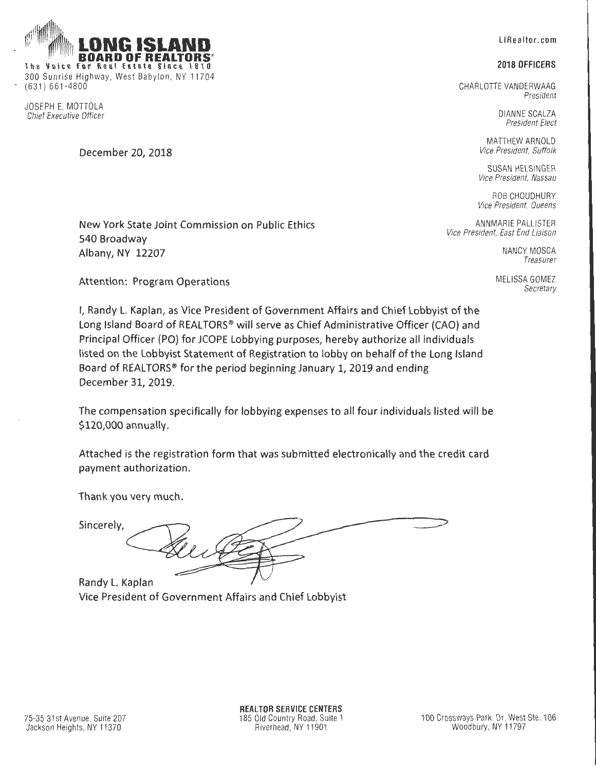**LONG ISLAND BOARD OF REALTORS®**
The Voice For Real Estate Since 1910
300 Sunrise Highway, West Babylon, NY 11704
(631) 661-4800

JOSEPH E. MOTTOLA
*Chief Executive Officer*

LIRealtor.com

**2018 OFFICERS**

CHARLOTTE VANDERWAAG
*President*

DIANNE SCALZA
*President Elect*

MATTHEW ARNOLD
*Vice President, Suffolk*

SUSAN HELSINGER
*Vice President, Nassau*

ROB CHOUDHURY
*Vice President, Queens*

ANNMARIE PALLISTER
*Vice President, East End Liaison*

NANCY MOSCA
*Treasurer*

MELISSA GOMEZ
*Secretary*

December 20, 2018

New York State Joint Commission on Public Ethics
540 Broadway
Albany, NY 12207

Attention: Program Operations

I, Randy L. Kaplan, as Vice President of Government Affairs and Chief Lobbyist of the Long Island Board of REALTORS® will serve as Chief Administrative Officer (CAO) and Principal Officer (PO) for JCOPE Lobbying purposes, hereby authorize all individuals listed on the Lobbyist Statement of Registration to lobby on behalf of the Long Island Board of REALTORS® for the period beginning January 1, 2019 and ending December 31, 2019.

The compensation specifically for lobbying expenses to all four individuals listed will be $120,000 annually.

Attached is the registration form that was submitted electronically and the credit card payment authorization.

Thank you very much.

Sincerely,

Randy L. Kaplan
Vice President of Government Affairs and Chief Lobbyist

75-35 31st Avenue, Suite 207
Jackson Heights, NY 11370

**REALTOR SERVICE CENTERS**
185 Old Country Road, Suite 1
Riverhead, NY 11901

100 Crossways Park. Dr. West Ste. 106
Woodbury, NY 11797